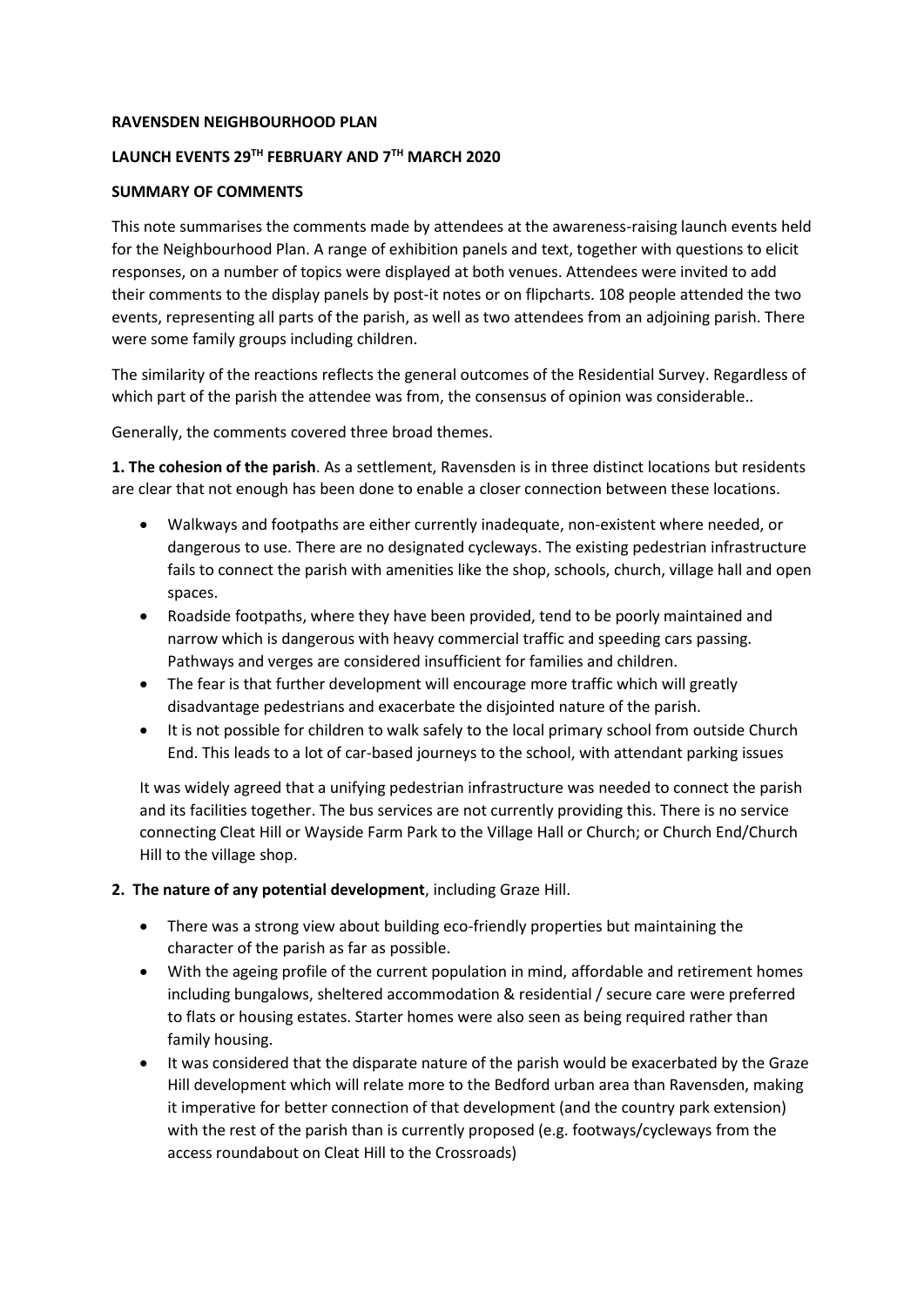**RAVENSDEN NEIGHBOURHOOD PLAN**

**LAUNCH EVENTS 29TH FEBRUARY AND 7TH MARCH 2020**

**SUMMARY OF COMMENTS**

This note summarises the comments made by attendees at the awareness-raising launch events held for the Neighbourhood Plan. A range of exhibition panels and text, together with questions to elicit responses, on a number of topics were displayed at both venues. Attendees were invited to add their comments to the display panels by post-it notes or on flipcharts. 108 people attended the two events, representing all parts of the parish, as well as two attendees from an adjoining parish. There were some family groups including children.

The similarity of the reactions reflects the general outcomes of the Residential Survey. Regardless of which part of the parish the attendee was from, the consensus of opinion was considerable..

Generally, the comments covered three broad themes.

**1. The cohesion of the parish**. As a settlement, Ravensden is in three distinct locations but residents are clear that not enough has been done to enable a closer connection between these locations.

- Walkways and footpaths are either currently inadequate, non-existent where needed, or dangerous to use. There are no designated cycleways. The existing pedestrian infrastructure fails to connect the parish with amenities like the shop, schools, church, village hall and open spaces.
- Roadside footpaths, where they have been provided, tend to be poorly maintained and narrow which is dangerous with heavy commercial traffic and speeding cars passing. Pathways and verges are considered insufficient for families and children.
- The fear is that further development will encourage more traffic which will greatly disadvantage pedestrians and exacerbate the disjointed nature of the parish.
- It is not possible for children to walk safely to the local primary school from outside Church End. This leads to a lot of car-based journeys to the school, with attendant parking issues

It was widely agreed that a unifying pedestrian infrastructure was needed to connect the parish and its facilities together. The bus services are not currently providing this. There is no service connecting Cleat Hill or Wayside Farm Park to the Village Hall or Church; or Church End/Church Hill to the village shop.

**2. The nature of any potential development**, including Graze Hill.

- There was a strong view about building eco-friendly properties but maintaining the character of the parish as far as possible.
- With the ageing profile of the current population in mind, affordable and retirement homes including bungalows, sheltered accommodation & residential / secure care were preferred to flats or housing estates. Starter homes were also seen as being required rather than family housing.
- It was considered that the disparate nature of the parish would be exacerbated by the Graze Hill development which will relate more to the Bedford urban area than Ravensden, making it imperative for better connection of that development (and the country park extension) with the rest of the parish than is currently proposed (e.g. footways/cycleways from the access roundabout on Cleat Hill to the Crossroads)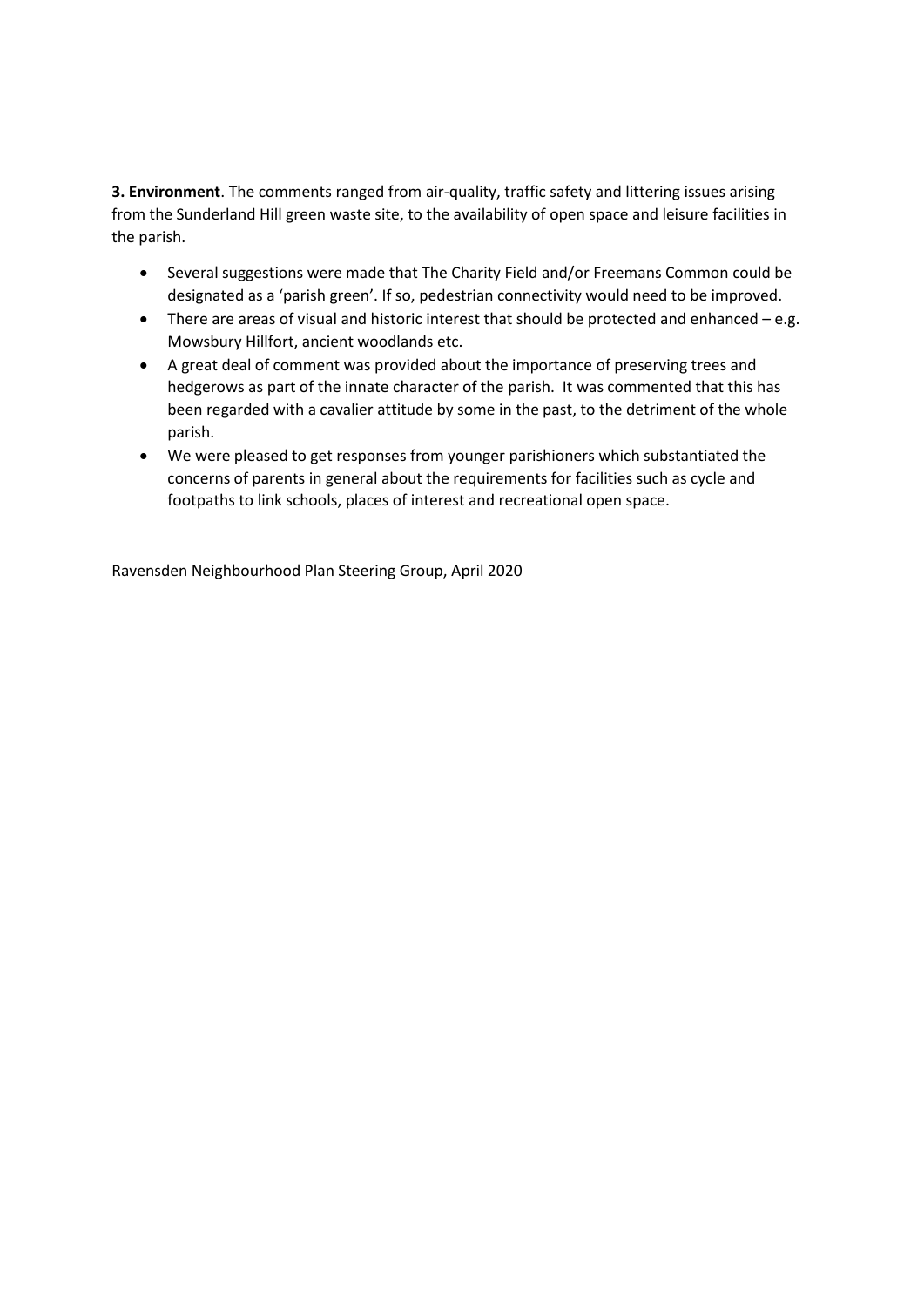**3. Environment**. The comments ranged from air-quality, traffic safety and littering issues arising from the Sunderland Hill green waste site, to the availability of open space and leisure facilities in the parish.

- Several suggestions were made that The Charity Field and/or Freemans Common could be designated as a 'parish green'. If so, pedestrian connectivity would need to be improved.
- There are areas of visual and historic interest that should be protected and enhanced – e.g. Mowsbury Hillfort, ancient woodlands etc.
- A great deal of comment was provided about the importance of preserving trees and hedgerows as part of the innate character of the parish. It was commented that this has been regarded with a cavalier attitude by some in the past, to the detriment of the whole parish.
- We were pleased to get responses from younger parishioners which substantiated the concerns of parents in general about the requirements for facilities such as cycle and footpaths to link schools, places of interest and recreational open space.

Ravensden Neighbourhood Plan Steering Group, April 2020